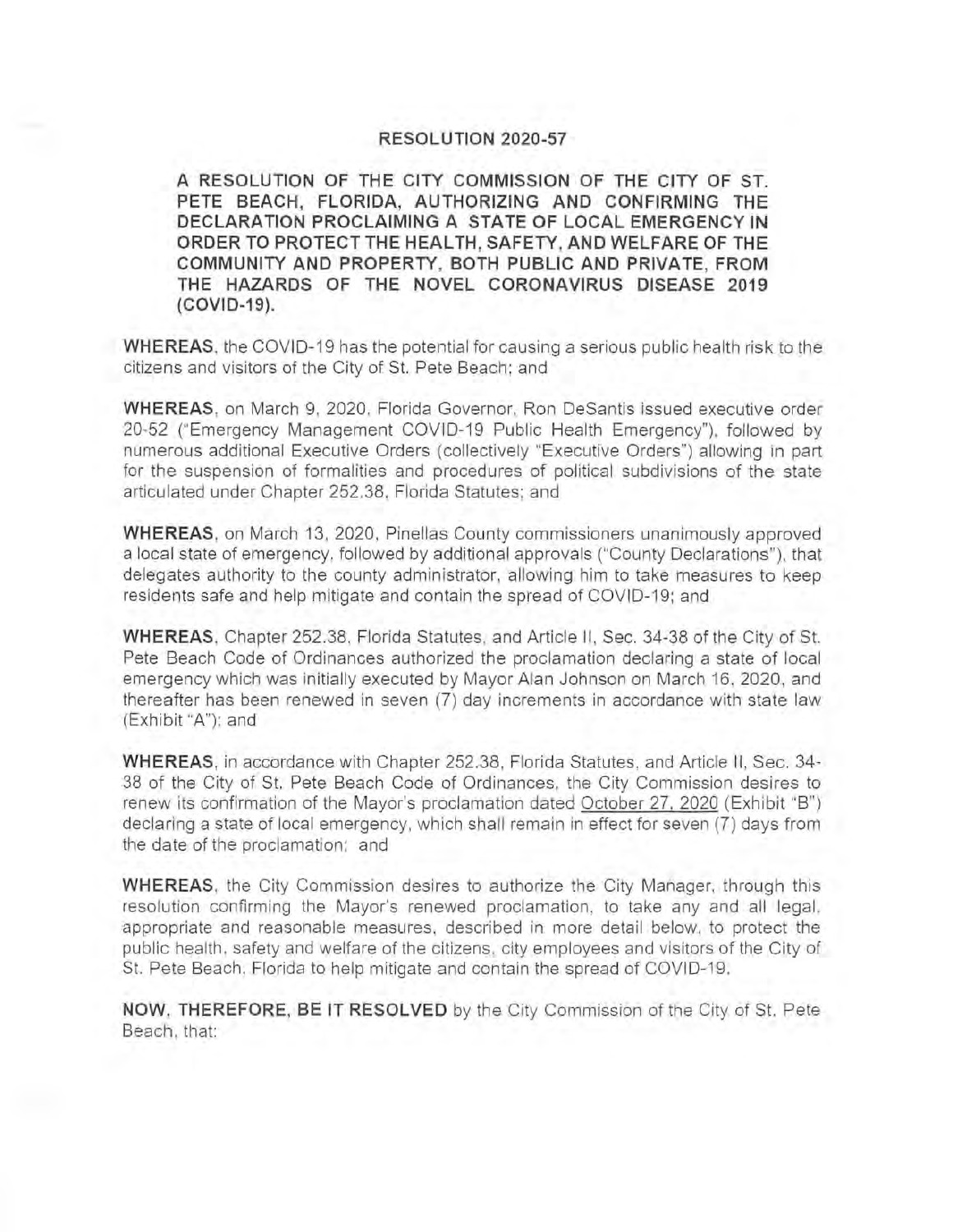# RESOLUTION 2020-57

**A RESOLUTION OF THE CITY COMMISSION OF THE CITY OF ST. PETE BEACH, FLORIDA, AUTHORIZING AND CONFIRMING THE DECLARATION PROCLAIMING A STATE OF LOCAL EMERGENCY IN ORDER TO PROTECT THE HEALTH, SAFETY, AND WELFARE OF THE COMMUNITY AND PROPERTY, BOTH PUBLIC AND PRIVATE, FROM THE HAZARDS OF THE NOVEL CORONAVIRUS DISEASE 2019 (COVID-19).**

**WHEREAS**, the COVID-19 has the potential for causing a serious public health risk to the citizens and visitors of the City of St. Pete Beach; and

**WHEREAS**, on March 9, 2020, Florida Governor, Ron DeSantis issued executive order 20-52 ("Emergency Management COVID-19 Public Health Emergency"), followed by numerous additional Executive Orders (collectively "Executive Orders") allowing in part for the suspension of formalities and procedures of political subdivisions of the state articulated under Chapter 252.38, Florida Statutes; and

**WHEREAS**, on March 13, 2020, Pinellas County commissioners unanimously approved a local state of emergency, followed by additional approvals ("County Declarations"), that delegates authority to the county administrator, allowing him to take measures to keep residents safe and help mitigate and contain the spread of COVID-19; and

**WHEREAS**, Chapter 252.38, Florida Statutes, and Article II, Sec. 34-38 of the City of St. Pete Beach Code of Ordinances authorized the proclamation declaring a state of local emergency which was initially executed by Mayor Alan Johnson on March 16, 2020, and thereafter has been renewed in seven (7) day increments in accordance with state law (Exhibit "A"); and

**WHEREAS**, in accordance with Chapter 252.38, Florida Statutes, and Article II, Sec. 34-38 of the City of St. Pete Beach Code of Ordinances, the City Commission desires to renew its confirmation of the Mayor's proclamation dated October 27, 2020 (Exhibit "B") declaring a state of local emergency, which shall remain in effect for seven (7) days from the date of the proclamation; and

**WHEREAS**, the City Commission desires to authorize the City Manager, through this resolution confirming the Mayor's renewed proclamation, to take any and all legal, appropriate and reasonable measures, described in more detail below, to protect the public health, safety and welfare of the citizens, city employees and visitors of the City of St. Pete Beach, Florida to help mitigate and contain the spread of COVID-19.

**NOW, THEREFORE, BE IT RESOLVED** by the City Commission of the City of St. Pete Beach, that: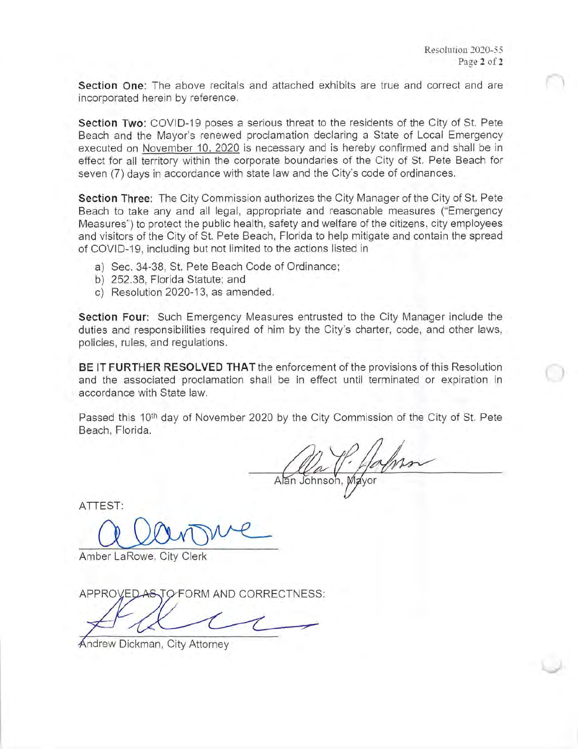**Section One**: The above recitals and attached exhibits are true and correct and are incorporated herein by reference.

**Section Two**: COVID-19 poses a serious threat to the residents of the City of St. Pete Beach and the Mayor's renewed proclamation declaring a State of Local Emergency executed on November 10, 2020 is necessary and is hereby confirmed and shall be in effect for all territory within the corporate boundaries of the City of St. Pete Beach for seven (7) days in accordance with state law and the City's code of ordinances.

**Section Three**: The City Commission authorizes the City Manager of the City of St. Pete Beach to take any and all legal, appropriate and reasonable measures ("Emergency Measures") to protect the public health, safety and welfare of the citizens, city employees and visitors of the City of St. Pete Beach, Florida to help mitigate and contain the spread of COVID-19, including but not limited to the actions listed in

a) Sec. 34-38, St. Pete Beach Code of Ordinance;
b) 252.38, Florida Statute; and
c) Resolution 2020-13, as amended.

**Section Four**: Such Emergency Measures entrusted to the City Manager include the duties and responsibilities required of him by the City's charter, code, and other laws, policies, rules, and regulations.

**BE IT FURTHER RESOLVED THAT** the enforcement of the provisions of this Resolution and the associated proclamation shall be in effect until terminated or expiration in accordance with State law.

Passed this 10th day of November 2020 by the City Commission of the City of St. Pete Beach, Florida.

Alan Johnson, Mayor

ATTEST:

Amber LaRowe, City Clerk

APPROVED AS TO FORM AND CORRECTNESS:

Andrew Dickman, City Attorney